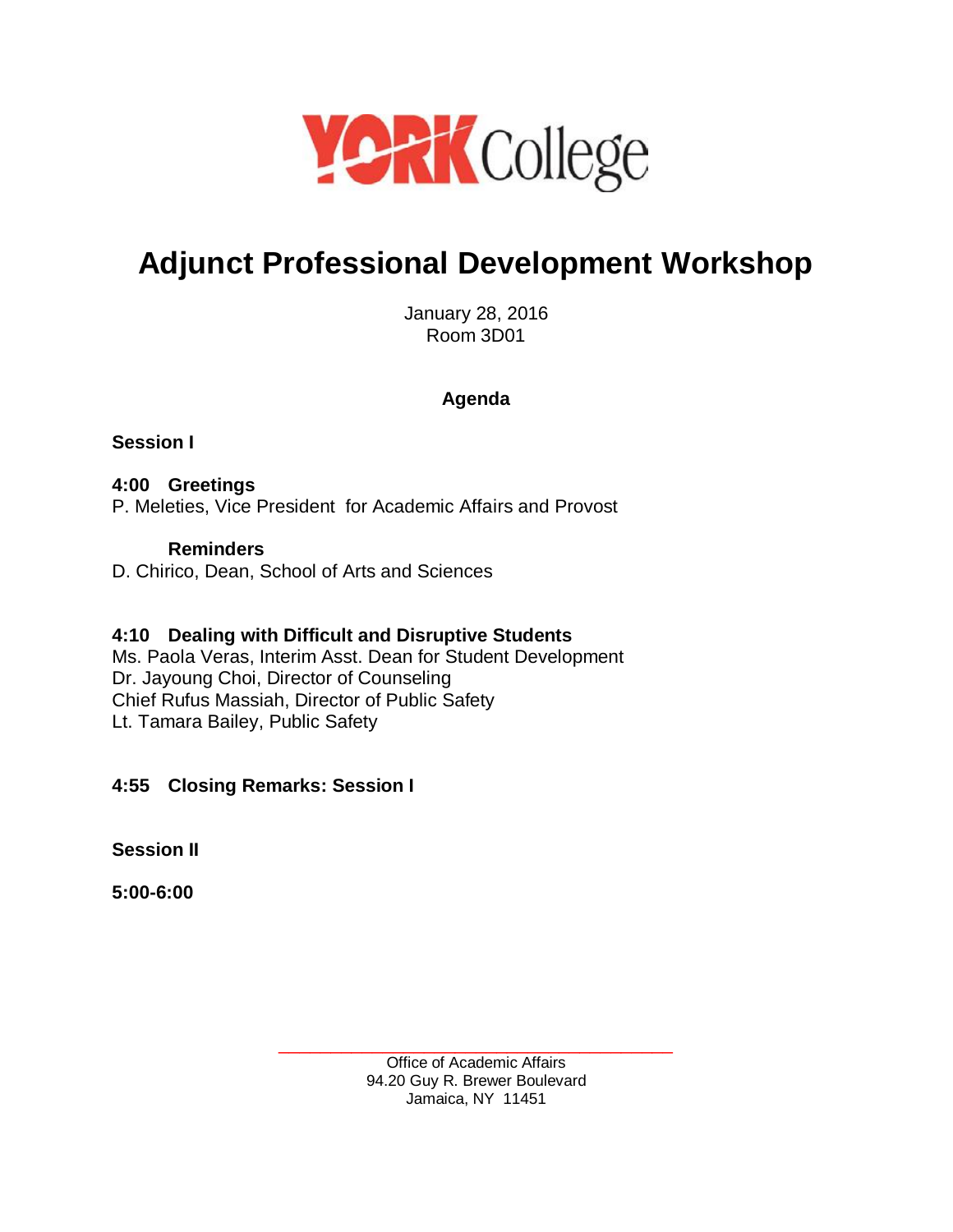YORK College

# Adjunct Professional Development Workshop

January 28, 2016
Room 3D01

**Agenda**

**Session I**

**4:00 Greetings**
P. Meleties, Vice President for Academic Affairs and Provost

**Reminders**
D. Chirico, Dean, School of Arts and Sciences

**4:10 Dealing with Difficult and Disruptive Students**
Ms. Paola Veras, Interim Asst. Dean for Student Development
Dr. Jayoung Choi, Director of Counseling
Chief Rufus Massiah, Director of Public Safety
Lt. Tamara Bailey, Public Safety

**4:55 Closing Remarks: Session I**

**Session II**

**5:00-6:00**

Office of Academic Affairs
94.20 Guy R. Brewer Boulevard
Jamaica, NY 11451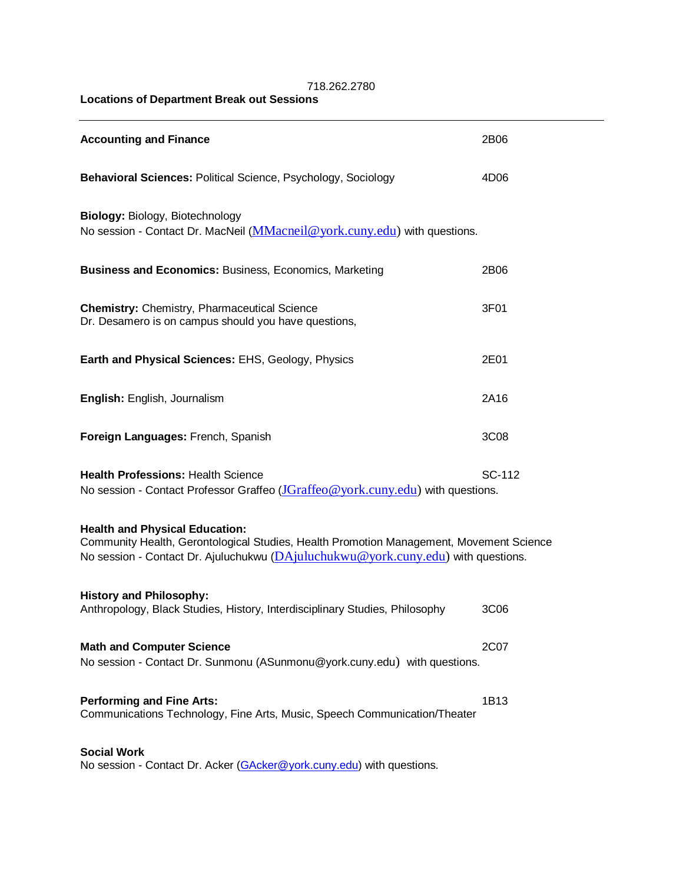718.262.2780

**Locations of Department Break out Sessions**

---

**Accounting and Finance** 2B06

**Behavioral Sciences:** Political Science, Psychology, Sociology 4D06

**Biology:** Biology, Biotechnology
No session - Contact Dr. MacNeil (MMacneil@york.cuny.edu) with questions.

**Business and Economics:** Business, Economics, Marketing 2B06

**Chemistry:** Chemistry, Pharmaceutical Science 3F01
Dr. Desamero is on campus should you have questions,

**Earth and Physical Sciences:** EHS, Geology, Physics 2E01

**English:** English, Journalism 2A16

**Foreign Languages:** French, Spanish 3C08

**Health Professions:** Health Science SC-112
No session - Contact Professor Graffeo (JGraffeo@york.cuny.edu) with questions.

**Health and Physical Education:**
Community Health, Gerontological Studies, Health Promotion Management, Movement Science
No session - Contact Dr. Ajuluchukwu (DAjuluchukwu@york.cuny.edu) with questions.

**History and Philosophy:**
Anthropology, Black Studies, History, Interdisciplinary Studies, Philosophy 3C06

**Math and Computer Science** 2C07
No session - Contact Dr. Sunmonu (ASunmonu@york.cuny.edu) with questions.

**Performing and Fine Arts:** 1B13
Communications Technology, Fine Arts, Music, Speech Communication/Theater

**Social Work**
No session - Contact Dr. Acker (GAcker@york.cuny.edu) with questions.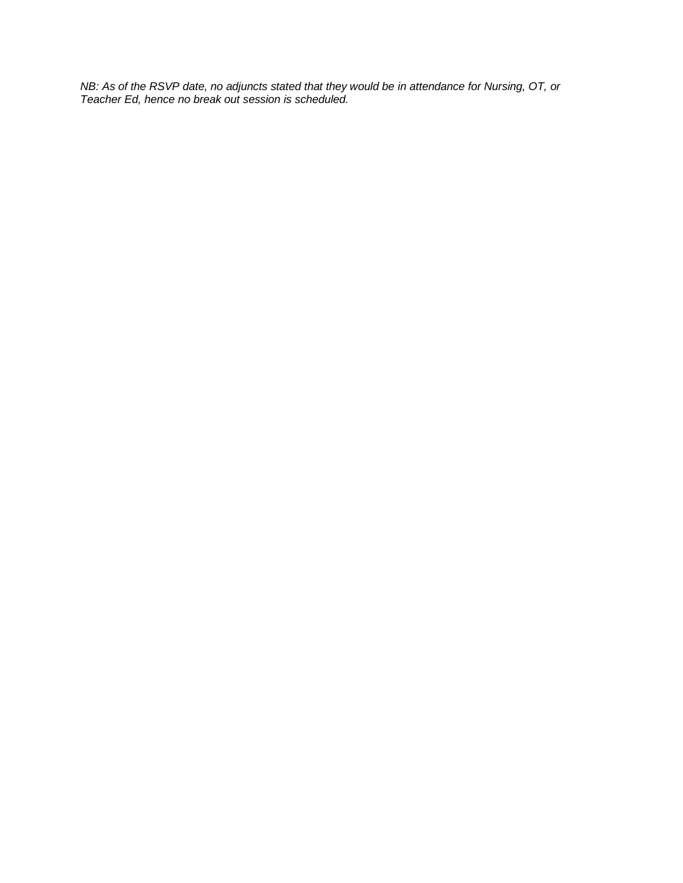*NB: As of the RSVP date, no adjuncts stated that they would be in attendance for Nursing, OT, or Teacher Ed, hence no break out session is scheduled.*